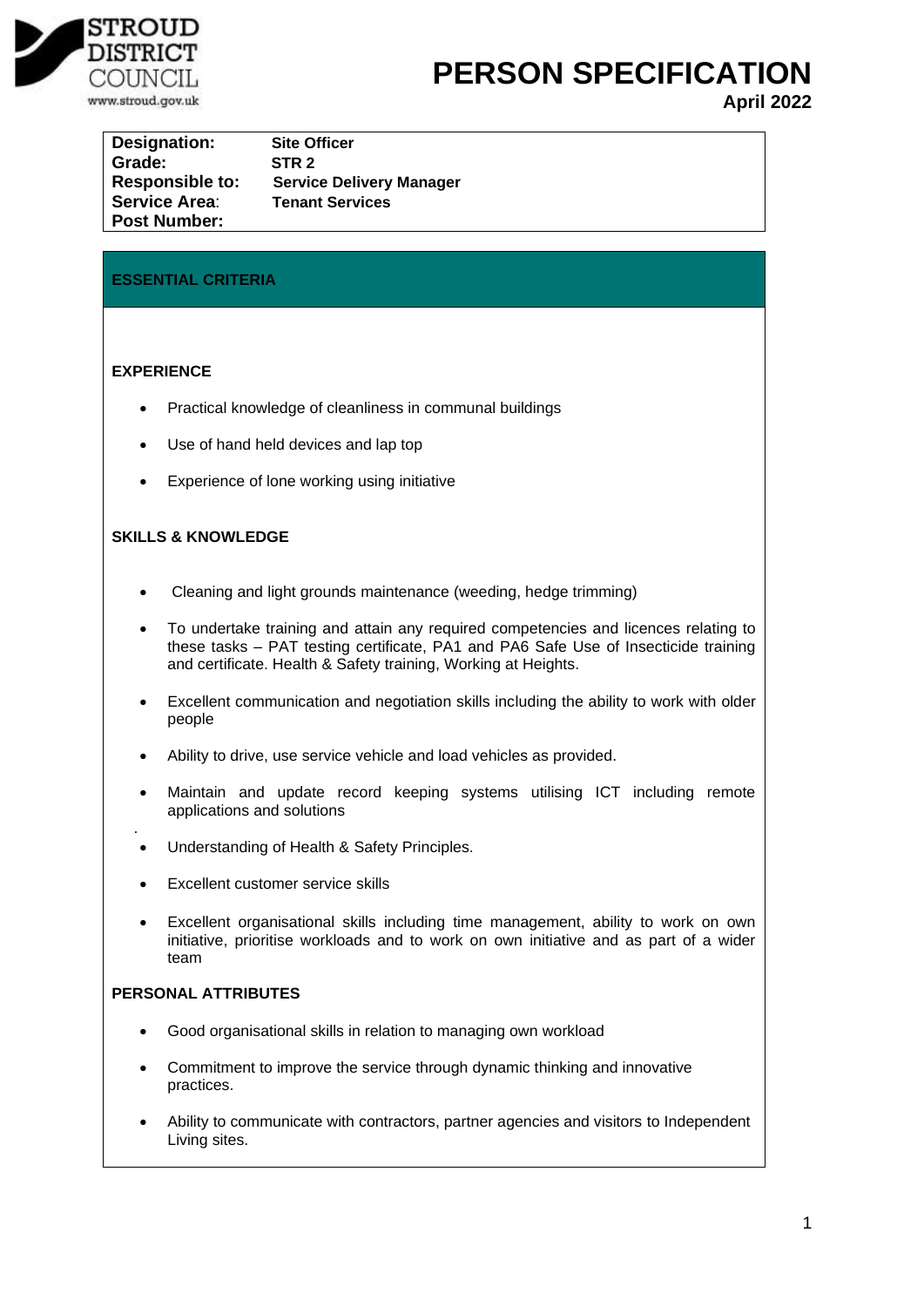STROUD DISTRICT COUNCIL
www.stroud.gov.uk

# PERSON SPECIFICATION

**April 2022**

| | |
|---|---|
| **Designation:** | **Site Officer** |
| **Grade:** | **STR 2** |
| **Responsible to:** | **Service Delivery Manager** |
| **Service Area:** | **Tenant Services** |
| **Post Number:** | |

## ESSENTIAL CRITERIA

### EXPERIENCE

- Practical knowledge of cleanliness in communal buildings
- Use of hand held devices and lap top
- Experience of lone working using initiative

### SKILLS & KNOWLEDGE

- Cleaning and light grounds maintenance (weeding, hedge trimming)
- To undertake training and attain any required competencies and licences relating to these tasks – PAT testing certificate, PA1 and PA6 Safe Use of Insecticide training and certificate. Health & Safety training, Working at Heights.
- Excellent communication and negotiation skills including the ability to work with older people
- Ability to drive, use service vehicle and load vehicles as provided.
- Maintain and update record keeping systems utilising ICT including remote applications and solutions
- Understanding of Health & Safety Principles.
- Excellent customer service skills
- Excellent organisational skills including time management, ability to work on own initiative, prioritise workloads and to work on own initiative and as part of a wider team

### PERSONAL ATTRIBUTES

- Good organisational skills in relation to managing own workload
- Commitment to improve the service through dynamic thinking and innovative practices.
- Ability to communicate with contractors, partner agencies and visitors to Independent Living sites.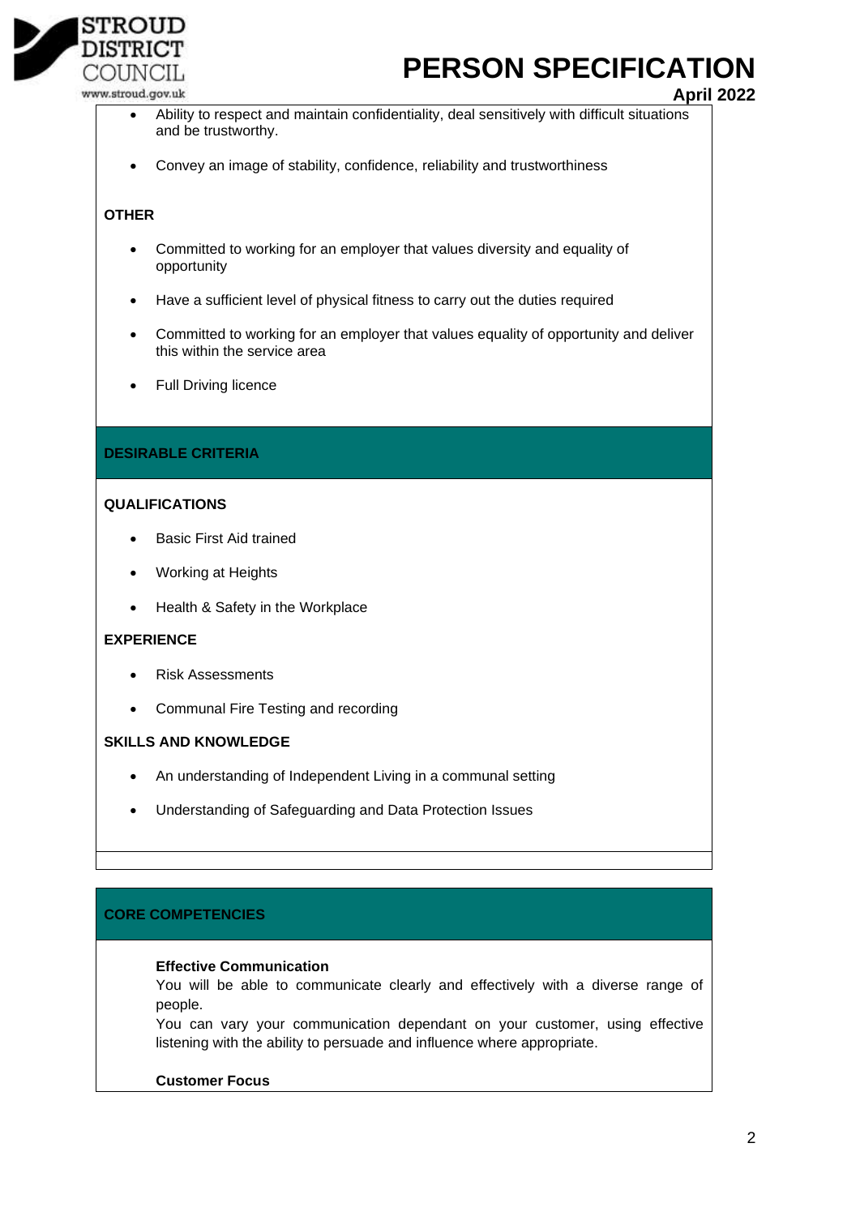- Ability to respect and maintain confidentiality, deal sensitively with difficult situations and be trustworthy.
- Convey an image of stability, confidence, reliability and trustworthiness

**OTHER**

- Committed to working for an employer that values diversity and equality of opportunity
- Have a sufficient level of physical fitness to carry out the duties required
- Committed to working for an employer that values equality of opportunity and deliver this within the service area
- Full Driving licence

## DESIRABLE CRITERIA

**QUALIFICATIONS**

- Basic First Aid trained
- Working at Heights
- Health & Safety in the Workplace

**EXPERIENCE**

- Risk Assessments
- Communal Fire Testing and recording

**SKILLS AND KNOWLEDGE**

- An understanding of Independent Living in a communal setting
- Understanding of Safeguarding and Data Protection Issues

## CORE COMPETENCIES

**Effective Communication**

You will be able to communicate clearly and effectively with a diverse range of people.

You can vary your communication dependant on your customer, using effective listening with the ability to persuade and influence where appropriate.

**Customer Focus**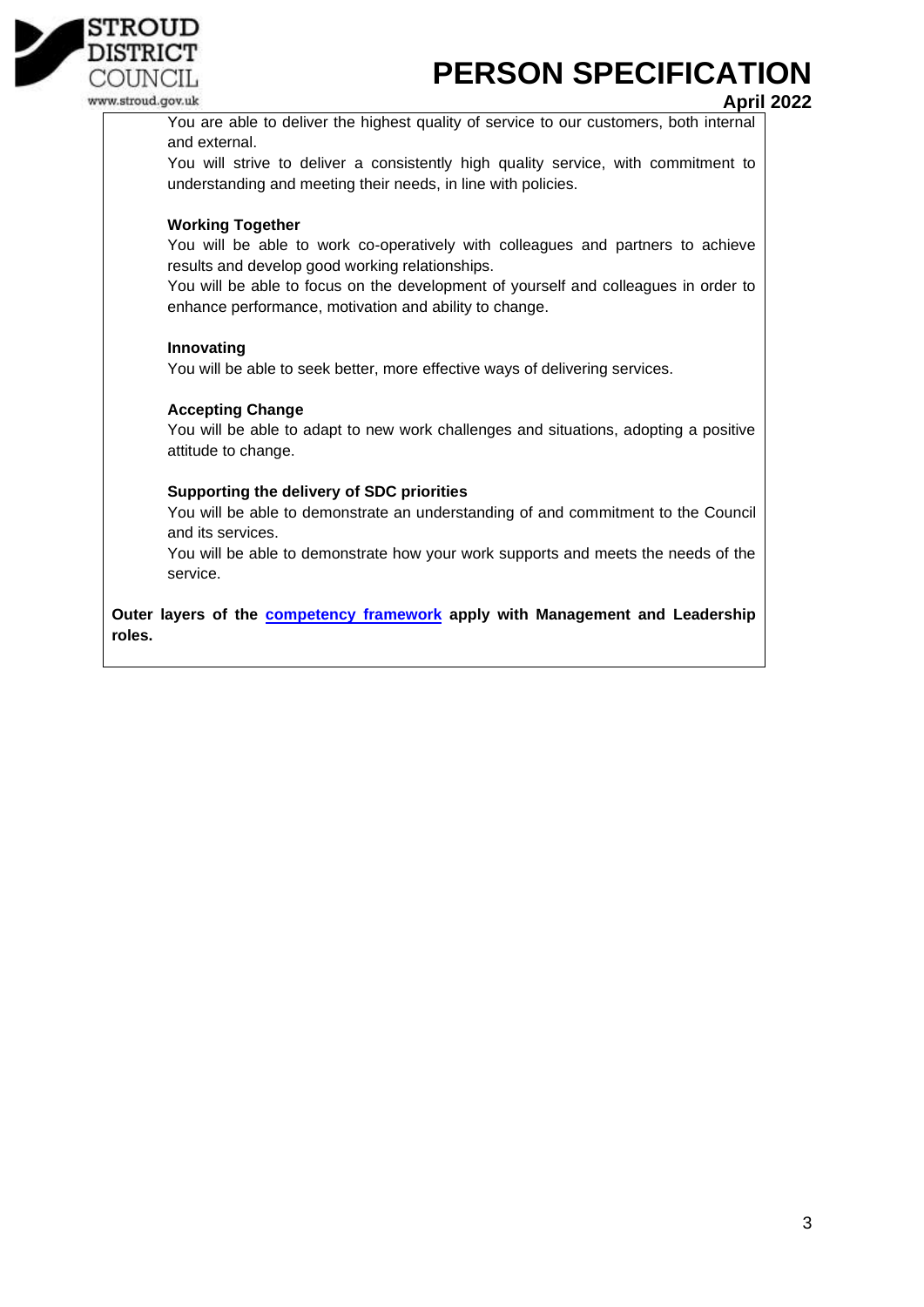You are able to deliver the highest quality of service to our customers, both internal and external.

You will strive to deliver a consistently high quality service, with commitment to understanding and meeting their needs, in line with policies.

**Working Together**

You will be able to work co-operatively with colleagues and partners to achieve results and develop good working relationships.

You will be able to focus on the development of yourself and colleagues in order to enhance performance, motivation and ability to change.

**Innovating**

You will be able to seek better, more effective ways of delivering services.

**Accepting Change**

You will be able to adapt to new work challenges and situations, adopting a positive attitude to change.

**Supporting the delivery of SDC priorities**

You will be able to demonstrate an understanding of and commitment to the Council and its services.

You will be able to demonstrate how your work supports and meets the needs of the service.

**Outer layers of the competency framework apply with Management and Leadership roles.**